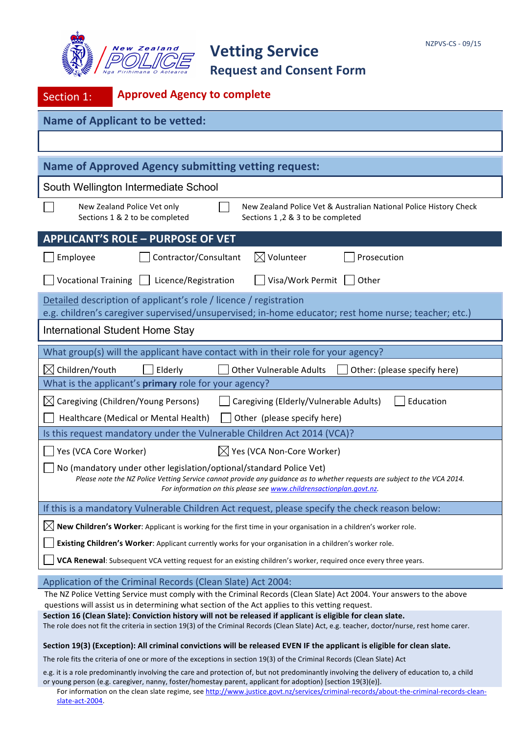# Vetting Service
## Request and Consent Form

NZPVS-CS - 09/15

## Section 1: Approved Agency to complete

**Name of Applicant to be vetted:**

&nbsp;

**Name of Approved Agency submitting vetting request:**

South Wellington Intermediate School

- ☐ New Zealand Police Vet only — Sections 1 & 2 to be completed
- ☐ New Zealand Police Vet & Australian National Police History Check — Sections 1 ,2 & 3 to be completed

### APPLICANT'S ROLE – PURPOSE OF VET

- ☐ Employee
- ☐ Contractor/Consultant
- ☒ Volunteer
- ☐ Prosecution
- ☐ Vocational Training
- ☐ Licence/Registration
- ☐ Visa/Work Permit
- ☐ Other

Detailed description of applicant's role / licence / registration
e.g. children's caregiver supervised/unsupervised; in-home educator; rest home nurse; teacher; etc.)

International Student Home Stay

**What group(s) will the applicant have contact with in their role for your agency?**

- ☒ Children/Youth
- ☐ Elderly
- ☐ Other Vulnerable Adults
- ☐ Other: (please specify here)

**What is the applicant's primary role for your agency?**

- ☒ Caregiving (Children/Young Persons)
- ☐ Caregiving (Elderly/Vulnerable Adults)
- ☐ Education
- ☐ Healthcare (Medical or Mental Health)
- ☐ Other (please specify here)

**Is this request mandatory under the Vulnerable Children Act 2014 (VCA)?**

- ☐ Yes (VCA Core Worker)
- ☒ Yes (VCA Non-Core Worker)
- ☐ No (mandatory under other legislation/optional/standard Police Vet)

*Please note the NZ Police Vetting Service cannot provide any guidance as to whether requests are subject to the VCA 2014. For information on this please see www.childrensactionplan.govt.nz.*

**If this is a mandatory Vulnerable Children Act request, please specify the check reason below:**

- ☒ **New Children's Worker**: Applicant is working for the first time in your organisation in a children's worker role.
- ☐ **Existing Children's Worker**: Applicant currently works for your organisation in a children's worker role.
- ☐ **VCA Renewal**: Subsequent VCA vetting request for an existing children's worker, required once every three years.

**Application of the Criminal Records (Clean Slate) Act 2004:**

The NZ Police Vetting Service must comply with the Criminal Records (Clean Slate) Act 2004. Your answers to the above questions will assist us in determining what section of the Act applies to this vetting request.

**Section 16 (Clean Slate): Conviction history will not be released if applicant is eligible for clean slate.**
The role does not fit the criteria in section 19(3) of the Criminal Records (Clean Slate) Act, e.g. teacher, doctor/nurse, rest home carer.

**Section 19(3) (Exception): All criminal convictions will be released EVEN IF the applicant is eligible for clean slate.**

The role fits the criteria of one or more of the exceptions in section 19(3) of the Criminal Records (Clean Slate) Act

e.g. it is a role predominantly involving the care and protection of, but not predominantly involving the delivery of education to, a child or young person (e.g. caregiver, nanny, foster/homestay parent, applicant for adoption) [section 19(3)(e)].

For information on the clean slate regime, see http://www.justice.govt.nz/services/criminal-records/about-the-criminal-records-clean-slate-act-2004.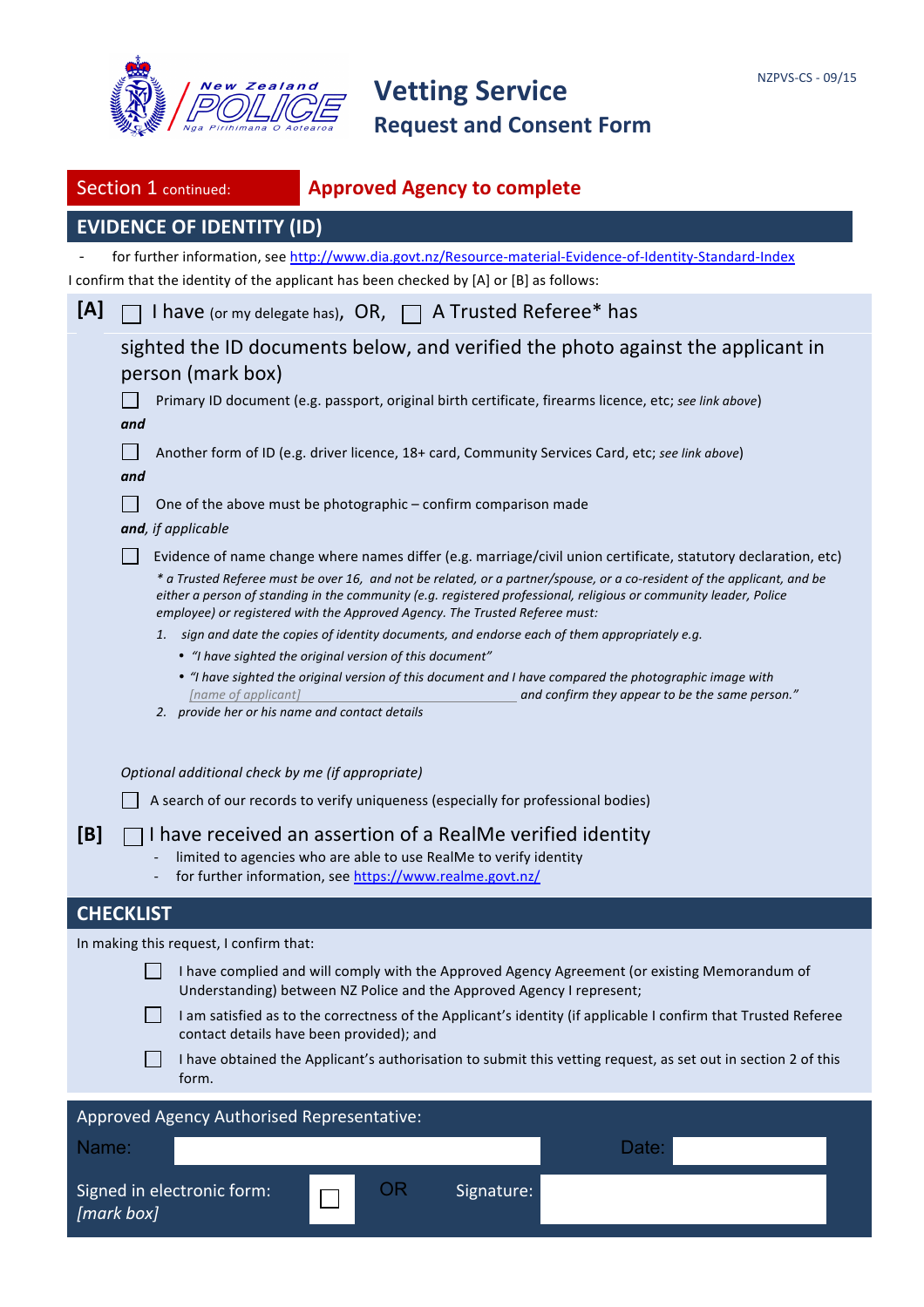# Vetting Service
## Request and Consent Form

NZPVS-CS - 09/15

**Section 1** continued: **Approved Agency to complete**

## EVIDENCE OF IDENTITY (ID)

- for further information, see http://www.dia.govt.nz/Resource-material-Evidence-of-Identity-Standard-Index

I confirm that the identity of the applicant has been checked by [A] or [B] as follows:

**[A]** ☐ I have (or my delegate has), OR, ☐ A Trusted Referee* has

sighted the ID documents below, and verified the photo against the applicant in person (mark box)

☐ Primary ID document (e.g. passport, original birth certificate, firearms licence, etc; *see link above*)

***and***

☐ Another form of ID (e.g. driver licence, 18+ card, Community Services Card, etc; *see link above*)

***and***

☐ One of the above must be photographic – confirm comparison made

***and**, if applicable*

☐ Evidence of name change where names differ (e.g. marriage/civil union certificate, statutory declaration, etc)

*\* a Trusted Referee must be over 16, and not be related, or a partner/spouse, or a co-resident of the applicant, and be either a person of standing in the community (e.g. registered professional, religious or community leader, Police employee) or registered with the Approved Agency. The Trusted Referee must:*

1. *sign and date the copies of identity documents, and endorse each of them appropriately e.g.*
   - *"I have sighted the original version of this document"*
   - *"I have sighted the original version of this document and I have compared the photographic image with [name of applicant] ______________ and confirm they appear to be the same person."*
2. *provide her or his name and contact details*

*Optional additional check by me (if appropriate)*

☐ A search of our records to verify uniqueness (especially for professional bodies)

**[B]** ☐ I have received an assertion of a RealMe verified identity

- limited to agencies who are able to use RealMe to verify identity
- for further information, see https://www.realme.govt.nz/

## CHECKLIST

In making this request, I confirm that:

☐ I have complied and will comply with the Approved Agency Agreement (or existing Memorandum of Understanding) between NZ Police and the Approved Agency I represent;

☐ I am satisfied as to the correctness of the Applicant's identity (if applicable I confirm that Trusted Referee contact details have been provided); and

☐ I have obtained the Applicant's authorisation to submit this vetting request, as set out in section 2 of this form.

Approved Agency Authorised Representative:

Name: ______________________ Date: ____________

Signed in electronic form: *[mark box]* ☐ OR Signature: ______________________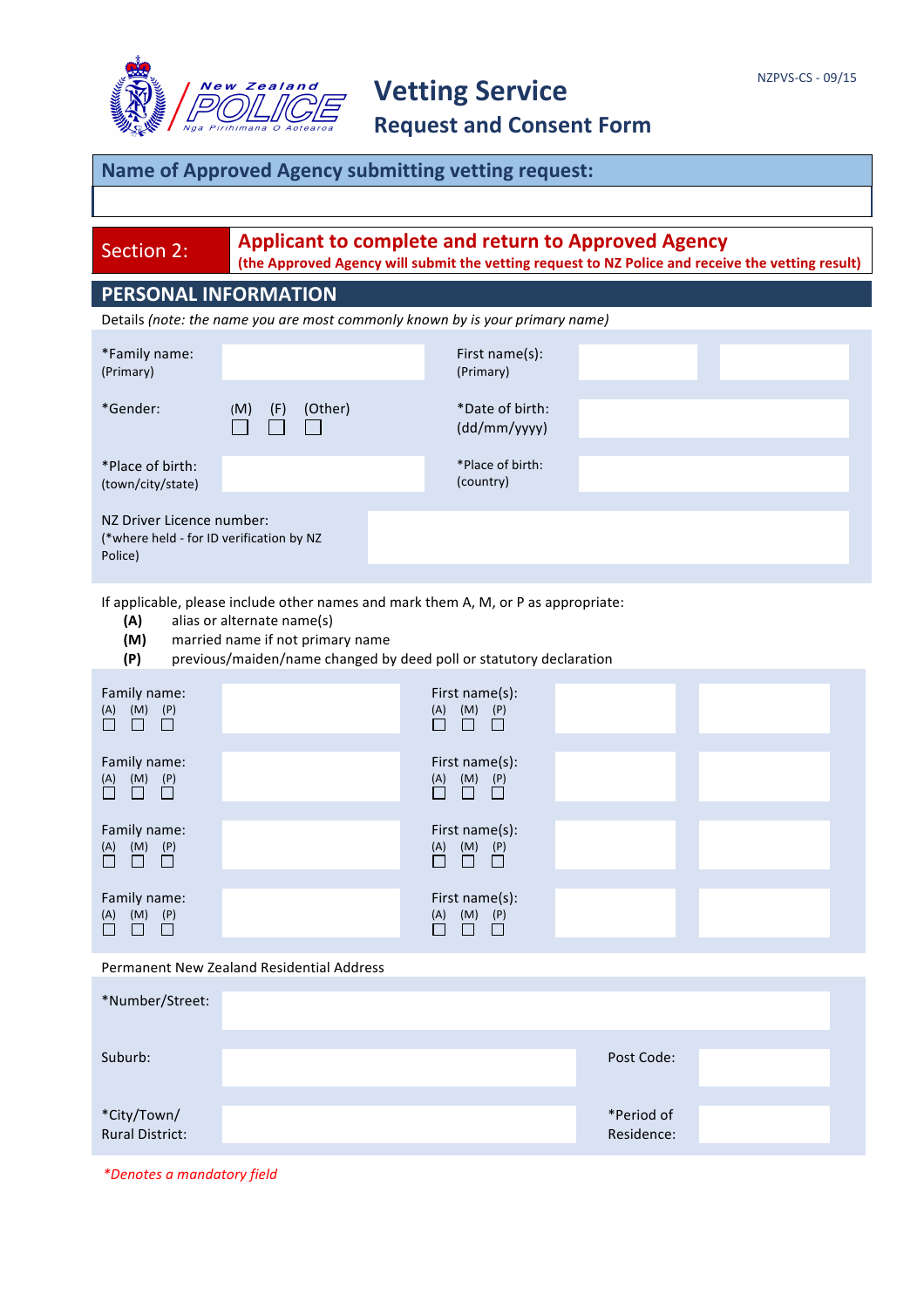# Vetting Service

## Request and Consent Form

NZPVS-CS - 09/15

**Name of Approved Agency submitting vetting request:**

| |
|---|
| |

**Section 2:** **Applicant to complete and return to Approved Agency**
**(the Approved Agency will submit the vetting request to NZ Police and receive the vetting result)**

## PERSONAL INFORMATION

Details *(note: the name you are most commonly known by is your primary name)*

| | | | | |
|---|---|---|---|---|
| *Family name: (Primary) | | First name(s): (Primary) | | |
| *Gender: | (M) ☐ (F) ☐ (Other) ☐ | *Date of birth: (dd/mm/yyyy) | | |
| *Place of birth: (town/city/state) | | *Place of birth: (country) | | |
| NZ Driver Licence number: (*where held - for ID verification by NZ Police) | | | | |

If applicable, please include other names and mark them A, M, or P as appropriate:

- **(A)** alias or alternate name(s)
- **(M)** married name if not primary name
- **(P)** previous/maiden/name changed by deed poll or statutory declaration

| | | | | |
|---|---|---|---|---|
| Family name: (A) ☐ (M) ☐ (P) ☐ | | First name(s): (A) ☐ (M) ☐ (P) ☐ | | |
| Family name: (A) ☐ (M) ☐ (P) ☐ | | First name(s): (A) ☐ (M) ☐ (P) ☐ | | |
| Family name: (A) ☐ (M) ☐ (P) ☐ | | First name(s): (A) ☐ (M) ☐ (P) ☐ | | |
| Family name: (A) ☐ (M) ☐ (P) ☐ | | First name(s): (A) ☐ (M) ☐ (P) ☐ | | |

Permanent New Zealand Residential Address

| | | | |
|---|---|---|---|
| *Number/Street: | | | |
| Suburb: | | Post Code: | |
| *City/Town/ Rural District: | | *Period of Residence: | |

*\*Denotes a mandatory field*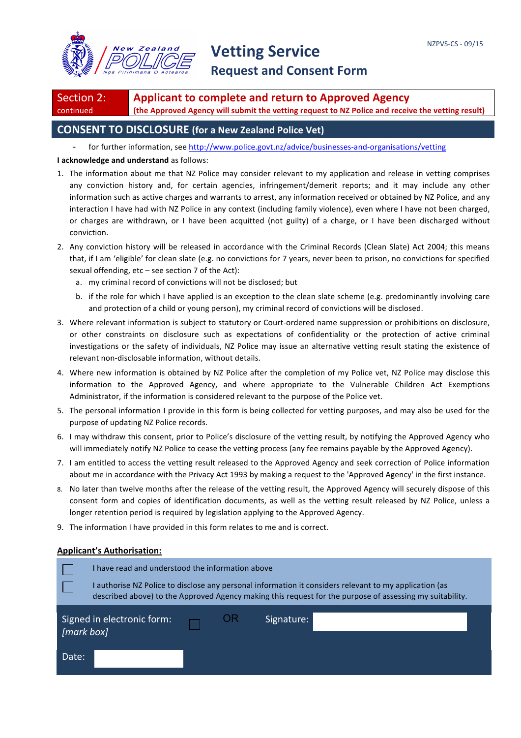# Vetting Service

## Request and Consent Form

NZPVS-CS - 09/15

**Section 2:** continued

**Applicant to complete and return to Approved Agency**
**(the Approved Agency will submit the vetting request to NZ Police and receive the vetting result)**

## CONSENT TO DISCLOSURE (for a New Zealand Police Vet)

- for further information, see http://www.police.govt.nz/advice/businesses-and-organisations/vetting

**I acknowledge and understand** as follows:

1. The information about me that NZ Police may consider relevant to my application and release in vetting comprises any conviction history and, for certain agencies, infringement/demerit reports; and it may include any other information such as active charges and warrants to arrest, any information received or obtained by NZ Police, and any interaction I have had with NZ Police in any context (including family violence), even where I have not been charged, or charges are withdrawn, or I have been acquitted (not guilty) of a charge, or I have been discharged without conviction.
2. Any conviction history will be released in accordance with the Criminal Records (Clean Slate) Act 2004; this means that, if I am 'eligible' for clean slate (e.g. no convictions for 7 years, never been to prison, no convictions for specified sexual offending, etc – see section 7 of the Act):
   a. my criminal record of convictions will not be disclosed; but
   b. if the role for which I have applied is an exception to the clean slate scheme (e.g. predominantly involving care and protection of a child or young person), my criminal record of convictions will be disclosed.
3. Where relevant information is subject to statutory or Court-ordered name suppression or prohibitions on disclosure, or other constraints on disclosure such as expectations of confidentiality or the protection of active criminal investigations or the safety of individuals, NZ Police may issue an alternative vetting result stating the existence of relevant non-disclosable information, without details.
4. Where new information is obtained by NZ Police after the completion of my Police vet, NZ Police may disclose this information to the Approved Agency, and where appropriate to the Vulnerable Children Act Exemptions Administrator, if the information is considered relevant to the purpose of the Police vet.
5. The personal information I provide in this form is being collected for vetting purposes, and may also be used for the purpose of updating NZ Police records.
6. I may withdraw this consent, prior to Police's disclosure of the vetting result, by notifying the Approved Agency who will immediately notify NZ Police to cease the vetting process (any fee remains payable by the Approved Agency).
7. I am entitled to access the vetting result released to the Approved Agency and seek correction of Police information about me in accordance with the Privacy Act 1993 by making a request to the 'Approved Agency' in the first instance.
8. No later than twelve months after the release of the vetting result, the Approved Agency will securely dispose of this consent form and copies of identification documents, as well as the vetting result released by NZ Police, unless a longer retention period is required by legislation applying to the Approved Agency.
9. The information I have provided in this form relates to me and is correct.

**Applicant's Authorisation:**

☐ I have read and understood the information above

☐ I authorise NZ Police to disclose any personal information it considers relevant to my application (as described above) to the Approved Agency making this request for the purpose of assessing my suitability.

Signed in electronic form: *[mark box]* ☐ OR Signature: ______________

Date: ______________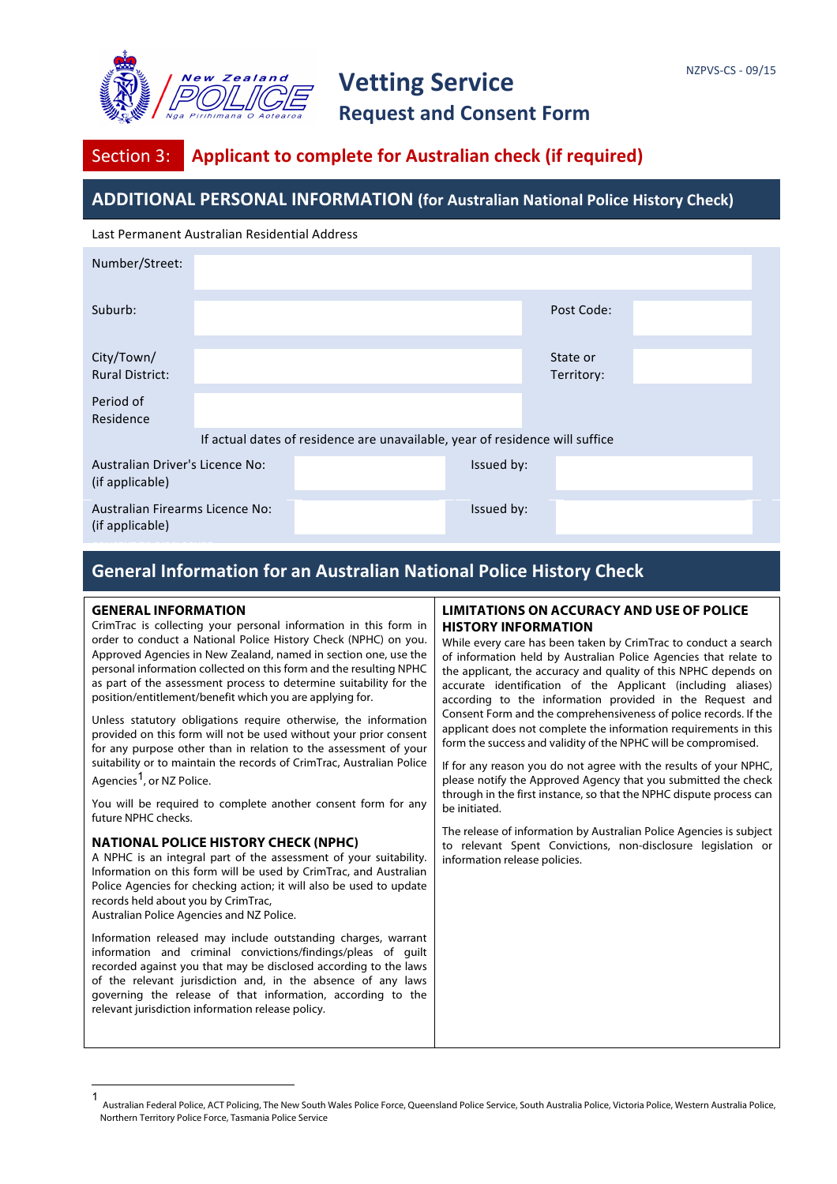# Vetting Service

## Request and Consent Form

NZPVS-CS - 09/15

## Section 3: Applicant to complete for Australian check (if required)

## ADDITIONAL PERSONAL INFORMATION (for Australian National Police History Check)

Last Permanent Australian Residential Address

| | | | |
|---|---|---|---|
| Number/Street: | | | |
| Suburb: | | Post Code: | |
| City/Town/ Rural District: | | State or Territory: | |
| Period of Residence | | | |

If actual dates of residence are unavailable, year of residence will suffice

| | | | |
|---|---|---|---|
| Australian Driver's Licence No: (if applicable) | | Issued by: | |
| Australian Firearms Licence No: (if applicable) | | Issued by: | |

## General Information for an Australian National Police History Check

### GENERAL INFORMATION

CrimTrac is collecting your personal information in this form in order to conduct a National Police History Check (NPHC) on you. Approved Agencies in New Zealand, named in section one, use the personal information collected on this form and the resulting NPHC as part of the assessment process to determine suitability for the position/entitlement/benefit which you are applying for.

Unless statutory obligations require otherwise, the information provided on this form will not be used without your prior consent for any purpose other than in relation to the assessment of your suitability or to maintain the records of CrimTrac, Australian Police Agencies[1], or NZ Police.

You will be required to complete another consent form for any future NPHC checks.

### NATIONAL POLICE HISTORY CHECK (NPHC)

A NPHC is an integral part of the assessment of your suitability. Information on this form will be used by CrimTrac, and Australian Police Agencies for checking action; it will also be used to update records held about you by CrimTrac,
Australian Police Agencies and NZ Police.

Information released may include outstanding charges, warrant information and criminal convictions/findings/pleas of guilt recorded against you that may be disclosed according to the laws of the relevant jurisdiction and, in the absence of any laws governing the release of that information, according to the relevant jurisdiction information release policy.

### LIMITATIONS ON ACCURACY AND USE OF POLICE HISTORY INFORMATION

While every care has been taken by CrimTrac to conduct a search of information held by Australian Police Agencies that relate to the applicant, the accuracy and quality of this NPHC depends on accurate identification of the Applicant (including aliases) according to the information provided in the Request and Consent Form and the comprehensiveness of police records. If the applicant does not complete the information requirements in this form the success and validity of the NPHC will be compromised.

If for any reason you do not agree with the results of your NPHC, please notify the Approved Agency that you submitted the check through in the first instance, so that the NPHC dispute process can be initiated.

The release of information by Australian Police Agencies is subject to relevant Spent Convictions, non-disclosure legislation or information release policies.

---

[1] Australian Federal Police, ACT Policing, The New South Wales Police Force, Queensland Police Service, South Australia Police, Victoria Police, Western Australia Police, Northern Territory Police Force, Tasmania Police Service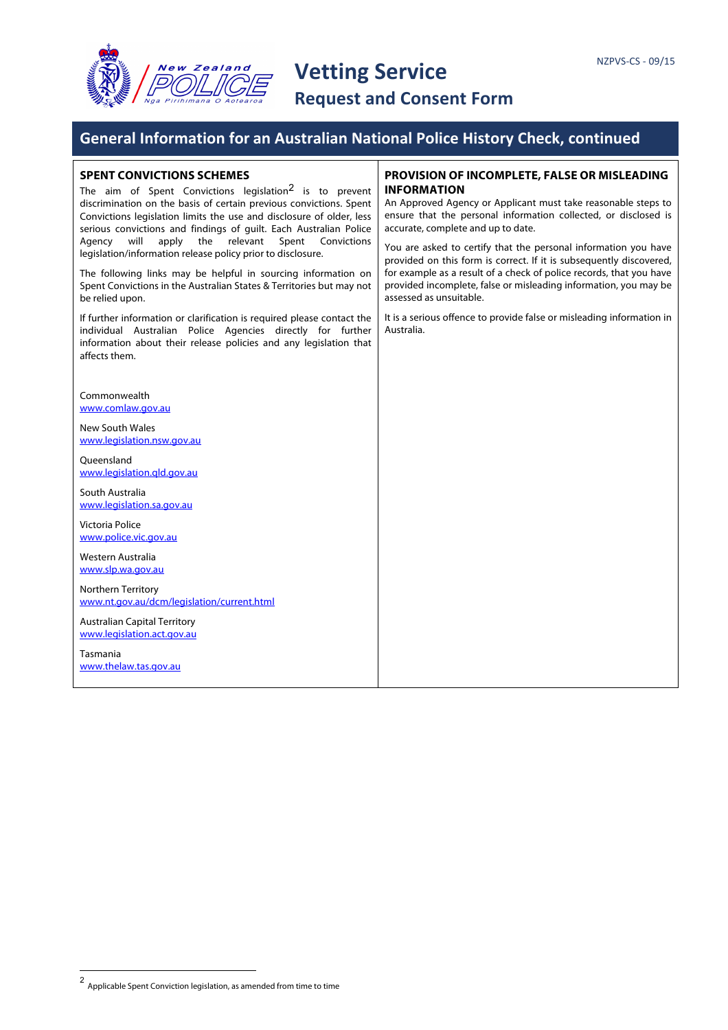# General Information for an Australian National Police History Check, continued

## SPENT CONVICTIONS SCHEMES

The aim of Spent Convictions legislation[2] is to prevent discrimination on the basis of certain previous convictions. Spent Convictions legislation limits the use and disclosure of older, less serious convictions and findings of guilt. Each Australian Police Agency will apply the relevant Spent Convictions legislation/information release policy prior to disclosure.

The following links may be helpful in sourcing information on Spent Convictions in the Australian States & Territories but may not be relied upon.

If further information or clarification is required please contact the individual Australian Police Agencies directly for further information about their release policies and any legislation that affects them.

Commonwealth
www.comlaw.gov.au

New South Wales
www.legislation.nsw.gov.au

Queensland
www.legislation.qld.gov.au

South Australia
www.legislation.sa.gov.au

Victoria Police
www.police.vic.gov.au

Western Australia
www.slp.wa.gov.au

Northern Territory
www.nt.gov.au/dcm/legislation/current.html

Australian Capital Territory
www.legislation.act.gov.au

Tasmania
www.thelaw.tas.gov.au

## PROVISION OF INCOMPLETE, FALSE OR MISLEADING INFORMATION

An Approved Agency or Applicant must take reasonable steps to ensure that the personal information collected, or disclosed is accurate, complete and up to date.

You are asked to certify that the personal information you have provided on this form is correct. If it is subsequently discovered, for example as a result of a check of police records, that you have provided incomplete, false or misleading information, you may be assessed as unsuitable.

It is a serious offence to provide false or misleading information in Australia.

---

[2] Applicable Spent Conviction legislation, as amended from time to time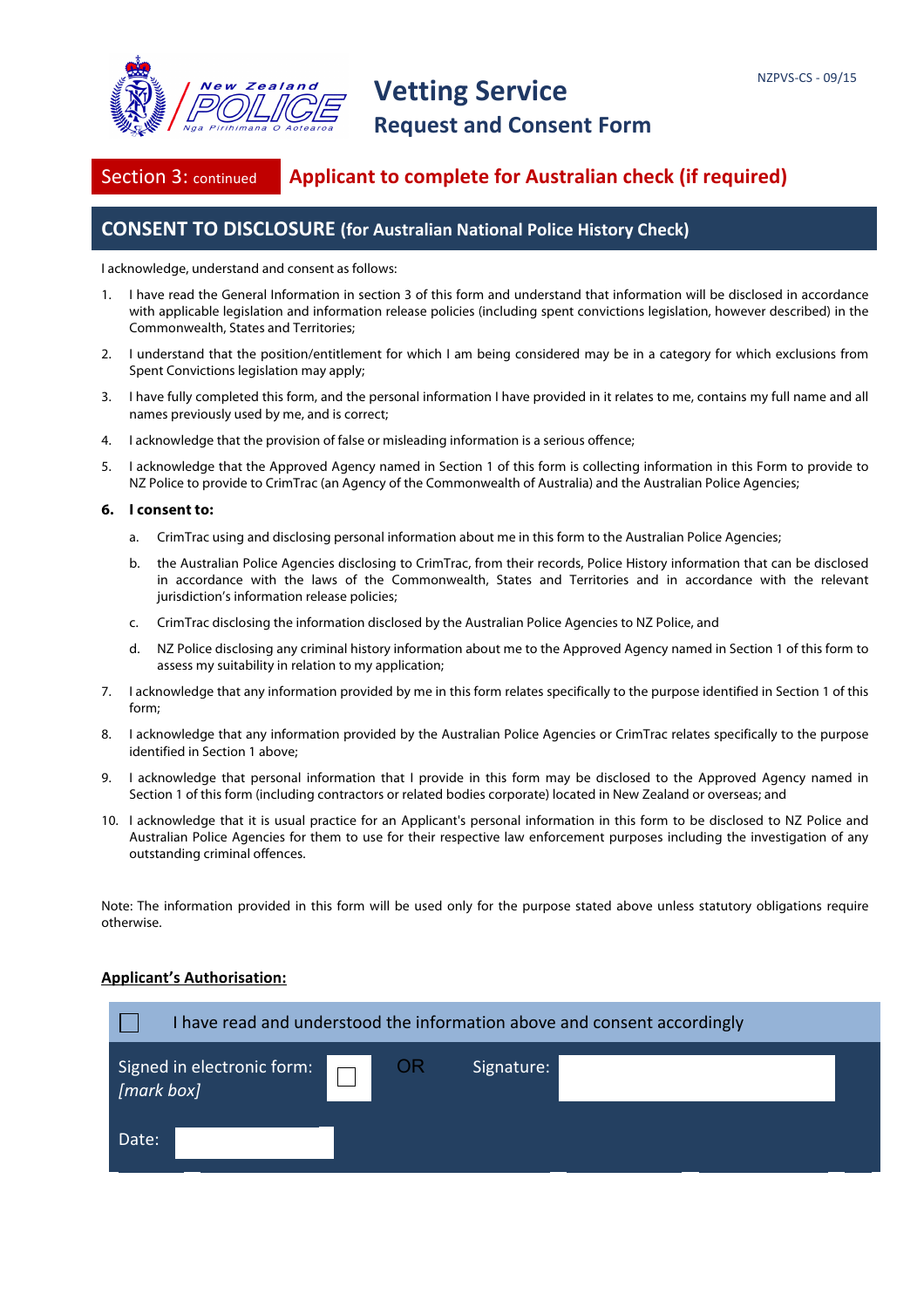# Vetting Service
## Request and Consent Form

NZPVS-CS - 09/15

**Section 3:** continued **Applicant to complete for Australian check (if required)**

## CONSENT TO DISCLOSURE (for Australian National Police History Check)

I acknowledge, understand and consent as follows:

1. I have read the General Information in section 3 of this form and understand that information will be disclosed in accordance with applicable legislation and information release policies (including spent convictions legislation, however described) in the Commonwealth, States and Territories;
2. I understand that the position/entitlement for which I am being considered may be in a category for which exclusions from Spent Convictions legislation may apply;
3. I have fully completed this form, and the personal information I have provided in it relates to me, contains my full name and all names previously used by me, and is correct;
4. I acknowledge that the provision of false or misleading information is a serious offence;
5. I acknowledge that the Approved Agency named in Section 1 of this form is collecting information in this Form to provide to NZ Police to provide to CrimTrac (an Agency of the Commonwealth of Australia) and the Australian Police Agencies;
6. **I consent to:**
   a. CrimTrac using and disclosing personal information about me in this form to the Australian Police Agencies;
   b. the Australian Police Agencies disclosing to CrimTrac, from their records, Police History information that can be disclosed in accordance with the laws of the Commonwealth, States and Territories and in accordance with the relevant jurisdiction's information release policies;
   c. CrimTrac disclosing the information disclosed by the Australian Police Agencies to NZ Police, and
   d. NZ Police disclosing any criminal history information about me to the Approved Agency named in Section 1 of this form to assess my suitability in relation to my application;
7. I acknowledge that any information provided by me in this form relates specifically to the purpose identified in Section 1 of this form;
8. I acknowledge that any information provided by the Australian Police Agencies or CrimTrac relates specifically to the purpose identified in Section 1 above;
9. I acknowledge that personal information that I provide in this form may be disclosed to the Approved Agency named in Section 1 of this form (including contractors or related bodies corporate) located in New Zealand or overseas; and
10. I acknowledge that it is usual practice for an Applicant's personal information in this form to be disclosed to NZ Police and Australian Police Agencies for them to use for their respective law enforcement purposes including the investigation of any outstanding criminal offences.

Note: The information provided in this form will be used only for the purpose stated above unless statutory obligations require otherwise.

**Applicant's Authorisation:**

☐ I have read and understood the information above and consent accordingly

| | | | | |
|---|---|---|---|---|
| Signed in electronic form: *[mark box]* | ☐ | OR | Signature: | |
| Date: | | | | |